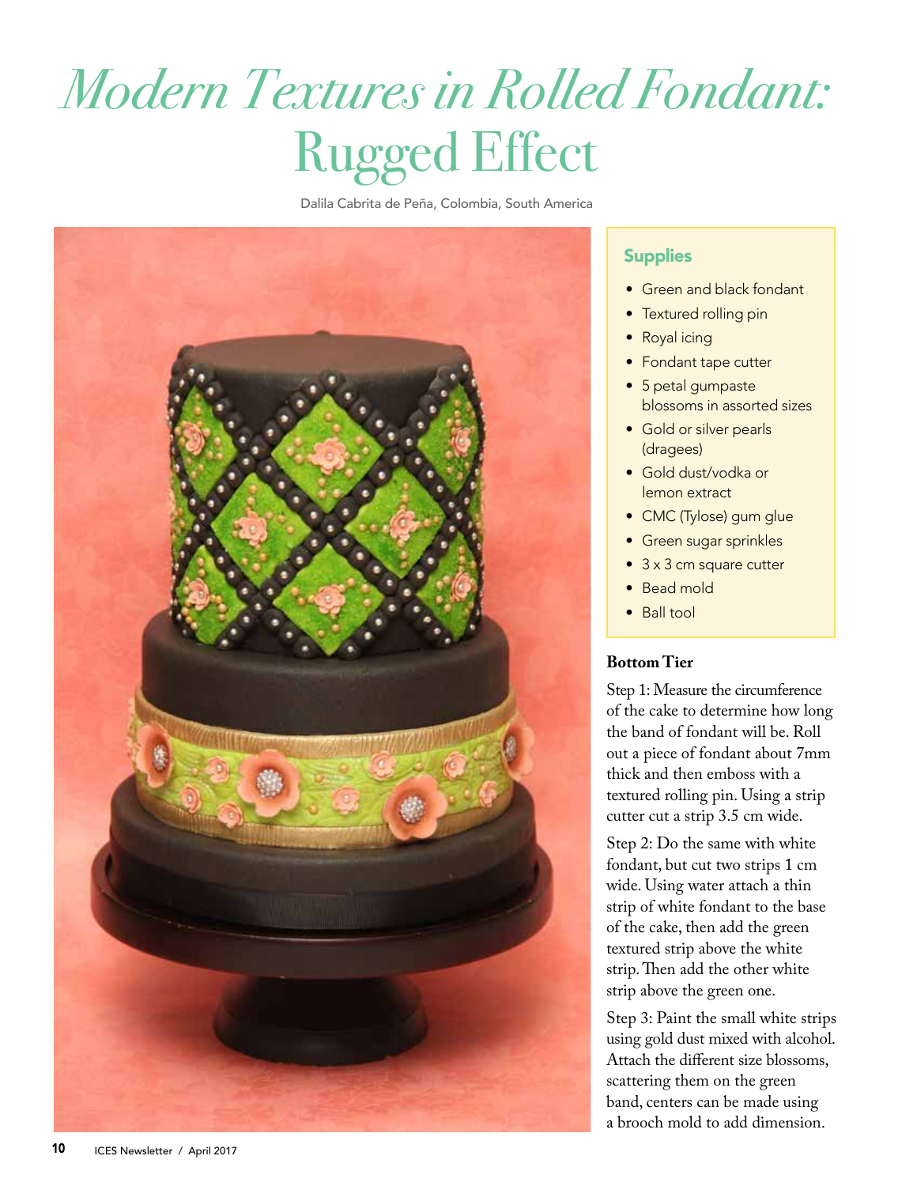# *Modern Textures in Rolled Fondant:* Rugged Effect

Dalila Cabrita de Peña, Colombia, South America

## Supplies

- Green and black fondant
- Textured rolling pin
- Royal icing
- Fondant tape cutter
- 5 petal gumpaste blossoms in assorted sizes
- Gold or silver pearls (dragees)
- Gold dust/vodka or lemon extract
- CMC (Tylose) gum glue
- Green sugar sprinkles
- 3 x 3 cm square cutter
- Bead mold
- Ball tool

### Bottom Tier

Step 1: Measure the circumference of the cake to determine how long the band of fondant will be. Roll out a piece of fondant about 7mm thick and then emboss with a textured rolling pin. Using a strip cutter cut a strip 3.5 cm wide.

Step 2: Do the same with white fondant, but cut two strips 1 cm wide. Using water attach a thin strip of white fondant to the base of the cake, then add the green textured strip above the white strip. Then add the other white strip above the green one.

Step 3: Paint the small white strips using gold dust mixed with alcohol. Attach the different size blossoms, scattering them on the green band, centers can be made using a brooch mold to add dimension.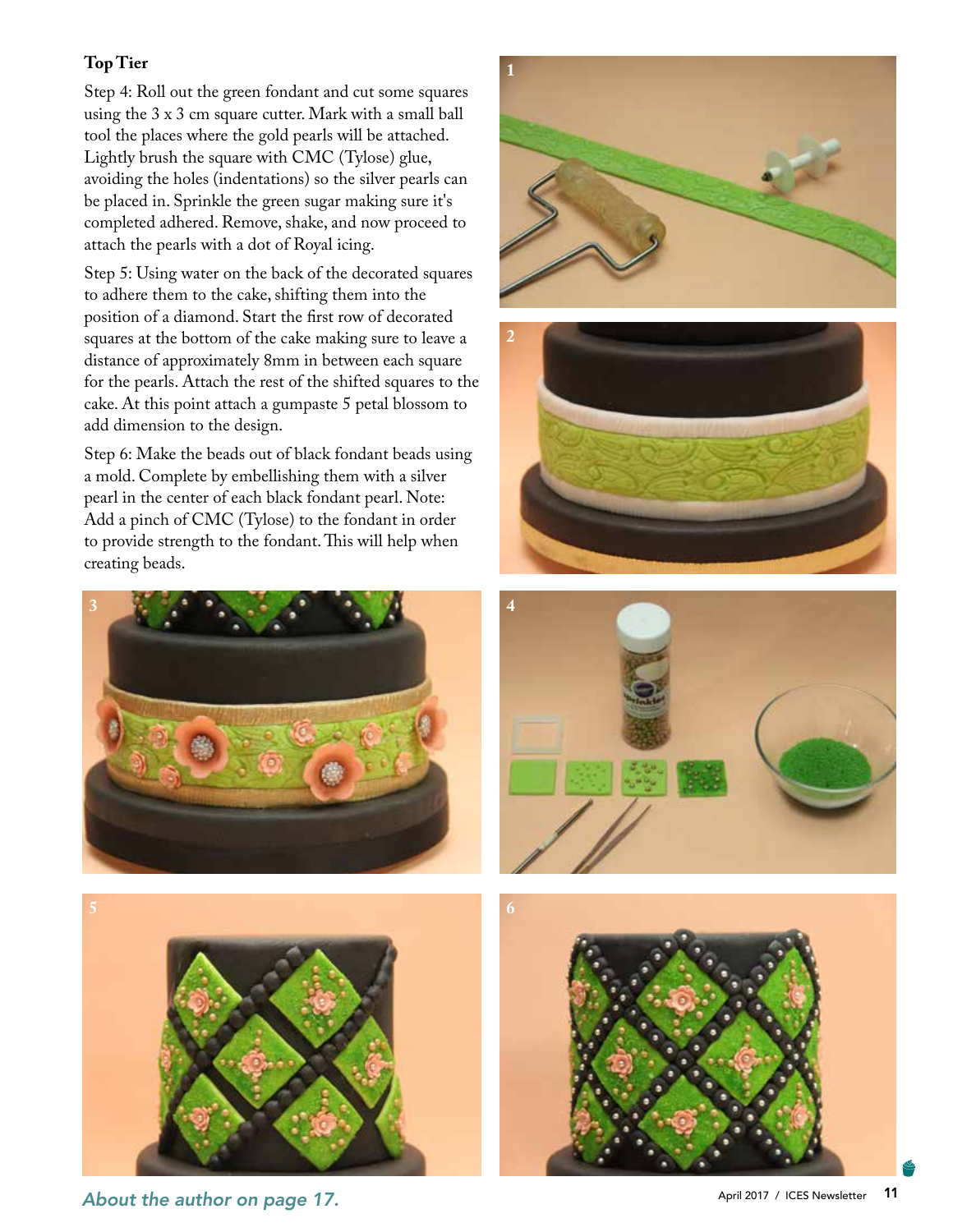### Top Tier

Step 4: Roll out the green fondant and cut some squares using the 3 x 3 cm square cutter. Mark with a small ball tool the places where the gold pearls will be attached. Lightly brush the square with CMC (Tylose) glue, avoiding the holes (indentations) so the silver pearls can be placed in. Sprinkle the green sugar making sure it's completed adhered. Remove, shake, and now proceed to attach the pearls with a dot of Royal icing.

Step 5: Using water on the back of the decorated squares to adhere them to the cake, shifting them into the position of a diamond. Start the first row of decorated squares at the bottom of the cake making sure to leave a distance of approximately 8mm in between each square for the pearls. Attach the rest of the shifted squares to the cake. At this point attach a gumpaste 5 petal blossom to add dimension to the design.

Step 6: Make the beads out of black fondant beads using a mold. Complete by embellishing them with a silver pearl in the center of each black fondant pearl. Note: Add a pinch of CMC (Tylose) to the fondant in order to provide strength to the fondant. This will help when creating beads.

*About the author on page 17.*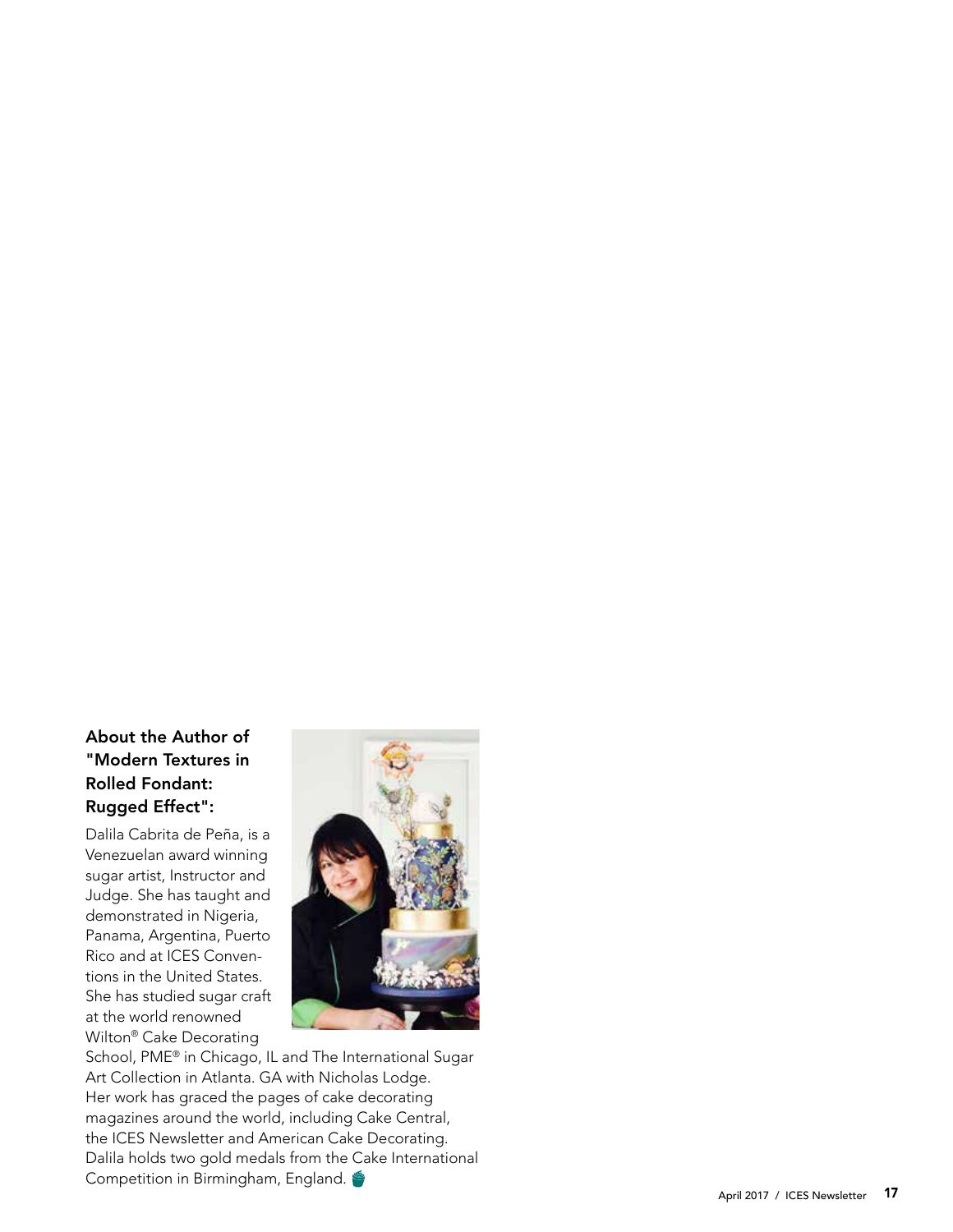**About the Author of "Modern Textures in Rolled Fondant: Rugged Effect":**

Dalila Cabrita de Peña, is a Venezuelan award winning sugar artist, Instructor and Judge. She has taught and demonstrated in Nigeria, Panama, Argentina, Puerto Rico and at ICES Conventions in the United States. She has studied sugar craft at the world renowned Wilton® Cake Decorating School, PME® in Chicago, IL and The International Sugar Art Collection in Atlanta. GA with Nicholas Lodge. Her work has graced the pages of cake decorating magazines around the world, including Cake Central, the ICES Newsletter and American Cake Decorating. Dalila holds two gold medals from the Cake International Competition in Birmingham, England.